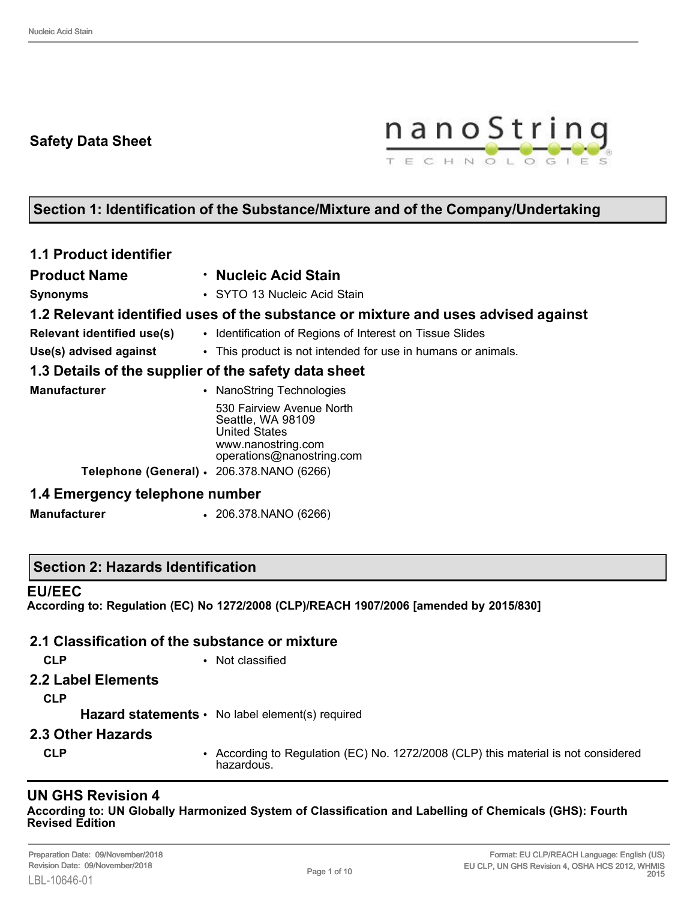**Safety Data Sheet**

## Section 1: Identification of the Substance/Mixture and of the Company/Undertaking

### 1.1 Product identifier

**Product Name** • **Nucleic Acid Stain**

**Synonyms** • SYTO 13 Nucleic Acid Stain

### 1.2 Relevant identified uses of the substance or mixture and uses advised against

**Relevant identified use(s)** • Identification of Regions of Interest on Tissue Slides

**Use(s) advised against** • This product is not intended for use in humans or animals.

### 1.3 Details of the supplier of the safety data sheet

**Manufacturer** • NanoString Technologies
530 Fairview Avenue North
Seattle, WA 98109
United States
www.nanostring.com
operations@nanostring.com

**Telephone (General)** • 206.378.NANO (6266)

### 1.4 Emergency telephone number

**Manufacturer** • 206.378.NANO (6266)

## Section 2: Hazards Identification

### EU/EEC

**According to: Regulation (EC) No 1272/2008 (CLP)/REACH 1907/2006 [amended by 2015/830]**

### 2.1 Classification of the substance or mixture

**CLP** • Not classified

### 2.2 Label Elements

**CLP**

**Hazard statements** • No label element(s) required

### 2.3 Other Hazards

**CLP** • According to Regulation (EC) No. 1272/2008 (CLP) this material is not considered hazardous.

### UN GHS Revision 4

**According to: UN Globally Harmonized System of Classification and Labelling of Chemicals (GHS): Fourth Revised Edition**

Preparation Date: 09/November/2018
Revision Date: 09/November/2018
LBL-10646-01

Format: EU CLP/REACH Language: English (US)
EU CLP, UN GHS Revision 4, OSHA HCS 2012, WHMIS 2015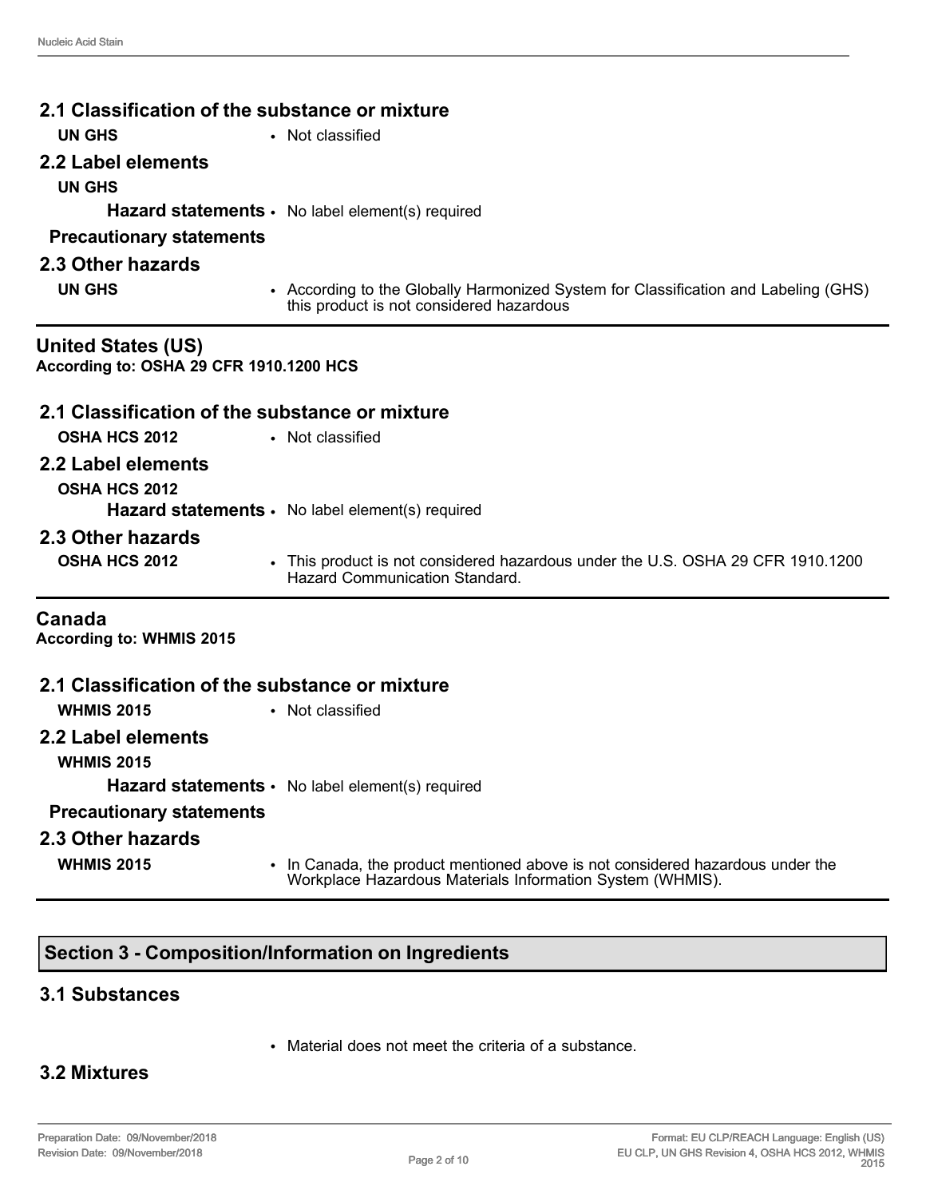## 2.1 Classification of the substance or mixture

**UN GHS**
- Not classified

## 2.2 Label elements

**UN GHS**

**Hazard statements**
- No label element(s) required

**Precautionary statements**

## 2.3 Other hazards

**UN GHS**
- According to the Globally Harmonized System for Classification and Labeling (GHS) this product is not considered hazardous

---

## United States (US)

**According to: OSHA 29 CFR 1910.1200 HCS**

## 2.1 Classification of the substance or mixture

**OSHA HCS 2012**
- Not classified

## 2.2 Label elements

**OSHA HCS 2012**

**Hazard statements**
- No label element(s) required

## 2.3 Other hazards

**OSHA HCS 2012**
- This product is not considered hazardous under the U.S. OSHA 29 CFR 1910.1200 Hazard Communication Standard.

---

## Canada

**According to: WHMIS 2015**

## 2.1 Classification of the substance or mixture

**WHMIS 2015**
- Not classified

## 2.2 Label elements

**WHMIS 2015**

**Hazard statements**
- No label element(s) required

**Precautionary statements**

## 2.3 Other hazards

**WHMIS 2015**
- In Canada, the product mentioned above is not considered hazardous under the Workplace Hazardous Materials Information System (WHMIS).

---

# Section 3 - Composition/Information on Ingredients

## 3.1 Substances

- Material does not meet the criteria of a substance.

## 3.2 Mixtures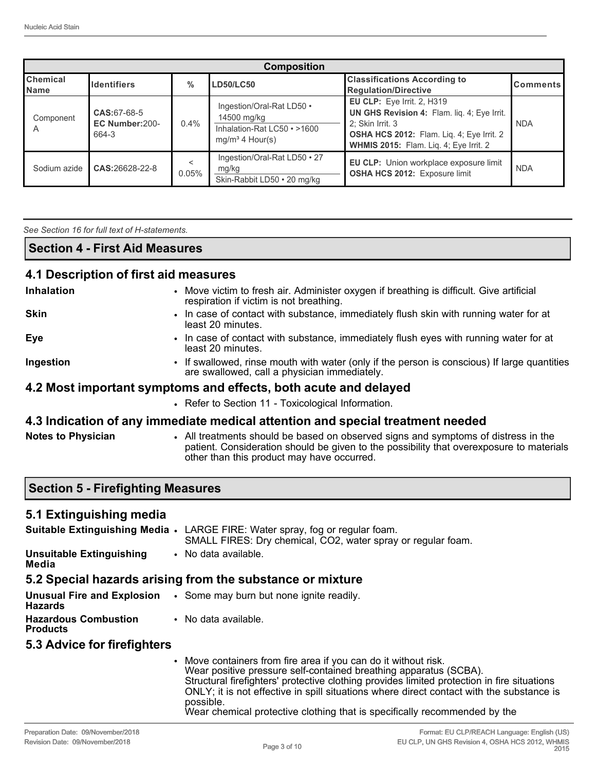| Composition | | | | | |
|---|---|---|---|---|---|
| **Chemical Name** | **Identifiers** | **%** | **LD50/LC50** | **Classifications According to Regulation/Directive** | **Comments** |
| Component A | **CAS:**67-68-5 **EC Number:**200-664-3 | 0.4% | Ingestion/Oral-Rat LD50 • 14500 mg/kg<br>Inhalation-Rat LC50 • >1600 mg/m³ 4 Hour(s) | **EU CLP:** Eye Irrit. 2, H319<br>**UN GHS Revision 4:** Flam. liq. 4; Eye Irrit. 2; Skin Irrit. 3<br>**OSHA HCS 2012:** Flam. Liq. 4; Eye Irrit. 2<br>**WHMIS 2015:** Flam. Liq. 4; Eye Irrit. 2 | NDA |
| Sodium azide | **CAS:**26628-22-8 | < 0.05% | Ingestion/Oral-Rat LD50 • 27 mg/kg<br>Skin-Rabbit LD50 • 20 mg/kg | **EU CLP:** Union workplace exposure limit<br>**OSHA HCS 2012:** Exposure limit | NDA |

*See Section 16 for full text of H-statements.*

## Section 4 - First Aid Measures

### 4.1 Description of first aid measures

**Inhalation**
- Move victim to fresh air. Administer oxygen if breathing is difficult. Give artificial respiration if victim is not breathing.

**Skin**
- In case of contact with substance, immediately flush skin with running water for at least 20 minutes.

**Eye**
- In case of contact with substance, immediately flush eyes with running water for at least 20 minutes.

**Ingestion**
- If swallowed, rinse mouth with water (only if the person is conscious) If large quantities are swallowed, call a physician immediately.

### 4.2 Most important symptoms and effects, both acute and delayed

- Refer to Section 11 - Toxicological Information.

### 4.3 Indication of any immediate medical attention and special treatment needed

**Notes to Physician**
- All treatments should be based on observed signs and symptoms of distress in the patient. Consideration should be given to the possibility that overexposure to materials other than this product may have occurred.

## Section 5 - Firefighting Measures

### 5.1 Extinguishing media

**Suitable Extinguishing Media**
- LARGE FIRE: Water spray, fog or regular foam.
  SMALL FIRES: Dry chemical, CO2, water spray or regular foam.

**Unsuitable Extinguishing Media**
- No data available.

### 5.2 Special hazards arising from the substance or mixture

**Unusual Fire and Explosion Hazards**
- Some may burn but none ignite readily.

**Hazardous Combustion Products**
- No data available.

### 5.3 Advice for firefighters

- Move containers from fire area if you can do it without risk.
  Wear positive pressure self-contained breathing apparatus (SCBA).
  Structural firefighters' protective clothing provides limited protection in fire situations ONLY; it is not effective in spill situations where direct contact with the substance is possible.
  Wear chemical protective clothing that is specifically recommended by the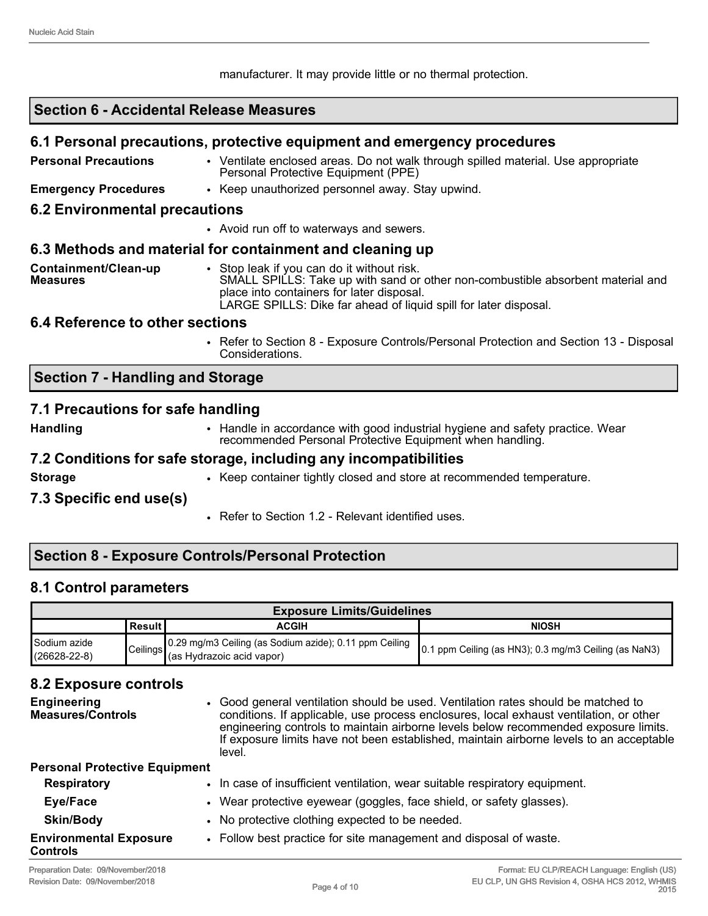manufacturer. It may provide little or no thermal protection.

## Section 6 - Accidental Release Measures

### 6.1 Personal precautions, protective equipment and emergency procedures

**Personal Precautions**
- Ventilate enclosed areas. Do not walk through spilled material. Use appropriate Personal Protective Equipment (PPE)

**Emergency Procedures**
- Keep unauthorized personnel away. Stay upwind.

### 6.2 Environmental precautions

- Avoid run off to waterways and sewers.

### 6.3 Methods and material for containment and cleaning up

**Containment/Clean-up Measures**
- Stop leak if you can do it without risk.
  SMALL SPILLS: Take up with sand or other non-combustible absorbent material and place into containers for later disposal.
  LARGE SPILLS: Dike far ahead of liquid spill for later disposal.

### 6.4 Reference to other sections

- Refer to Section 8 - Exposure Controls/Personal Protection and Section 13 - Disposal Considerations.

## Section 7 - Handling and Storage

### 7.1 Precautions for safe handling

**Handling**
- Handle in accordance with good industrial hygiene and safety practice. Wear recommended Personal Protective Equipment when handling.

### 7.2 Conditions for safe storage, including any incompatibilities

**Storage**
- Keep container tightly closed and store at recommended temperature.

### 7.3 Specific end use(s)

- Refer to Section 1.2 - Relevant identified uses.

## Section 8 - Exposure Controls/Personal Protection

### 8.1 Control parameters

| Exposure Limits/Guidelines | | | |
|---|---|---|---|
| | Result | ACGIH | NIOSH |
| Sodium azide (26628-22-8) | Ceilings | 0.29 mg/m3 Ceiling (as Sodium azide); 0.11 ppm Ceiling (as Hydrazoic acid vapor) | 0.1 ppm Ceiling (as HN3); 0.3 mg/m3 Ceiling (as NaN3) |

### 8.2 Exposure controls

**Engineering Measures/Controls**
- Good general ventilation should be used. Ventilation rates should be matched to conditions. If applicable, use process enclosures, local exhaust ventilation, or other engineering controls to maintain airborne levels below recommended exposure limits. If exposure limits have not been established, maintain airborne levels to an acceptable level.

**Personal Protective Equipment**

**Respiratory**
- In case of insufficient ventilation, wear suitable respiratory equipment.

**Eye/Face**
- Wear protective eyewear (goggles, face shield, or safety glasses).

**Skin/Body**
- No protective clothing expected to be needed.

**Environmental Exposure Controls**
- Follow best practice for site management and disposal of waste.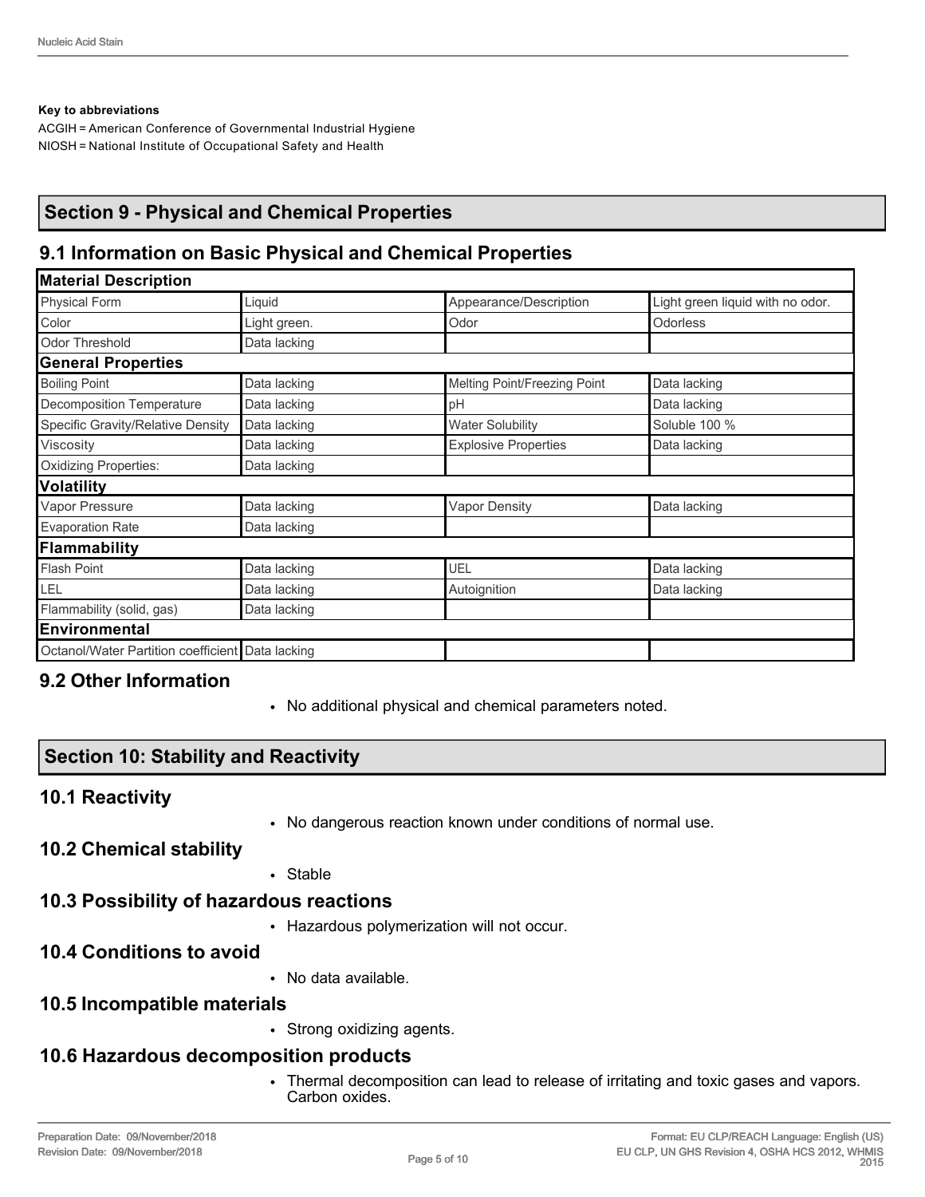**Key to abbreviations**

ACGIH = American Conference of Governmental Industrial Hygiene
NIOSH = National Institute of Occupational Safety and Health

## Section 9 - Physical and Chemical Properties

### 9.1 Information on Basic Physical and Chemical Properties

| **Material Description** | | | |
|---|---|---|---|
| Physical Form | Liquid | Appearance/Description | Light green liquid with no odor. |
| Color | Light green. | Odor | Odorless |
| Odor Threshold | Data lacking | | |
| **General Properties** | | | |
| Boiling Point | Data lacking | Melting Point/Freezing Point | Data lacking |
| Decomposition Temperature | Data lacking | pH | Data lacking |
| Specific Gravity/Relative Density | Data lacking | Water Solubility | Soluble 100 % |
| Viscosity | Data lacking | Explosive Properties | Data lacking |
| Oxidizing Properties: | Data lacking | | |
| **Volatility** | | | |
| Vapor Pressure | Data lacking | Vapor Density | Data lacking |
| Evaporation Rate | Data lacking | | |
| **Flammability** | | | |
| Flash Point | Data lacking | UEL | Data lacking |
| LEL | Data lacking | Autoignition | Data lacking |
| Flammability (solid, gas) | Data lacking | | |
| **Environmental** | | | |
| Octanol/Water Partition coefficient | Data lacking | | |

### 9.2 Other Information

- No additional physical and chemical parameters noted.

## Section 10: Stability and Reactivity

### 10.1 Reactivity

- No dangerous reaction known under conditions of normal use.

### 10.2 Chemical stability

- Stable

### 10.3 Possibility of hazardous reactions

- Hazardous polymerization will not occur.

### 10.4 Conditions to avoid

- No data available.

### 10.5 Incompatible materials

- Strong oxidizing agents.

### 10.6 Hazardous decomposition products

- Thermal decomposition can lead to release of irritating and toxic gases and vapors. Carbon oxides.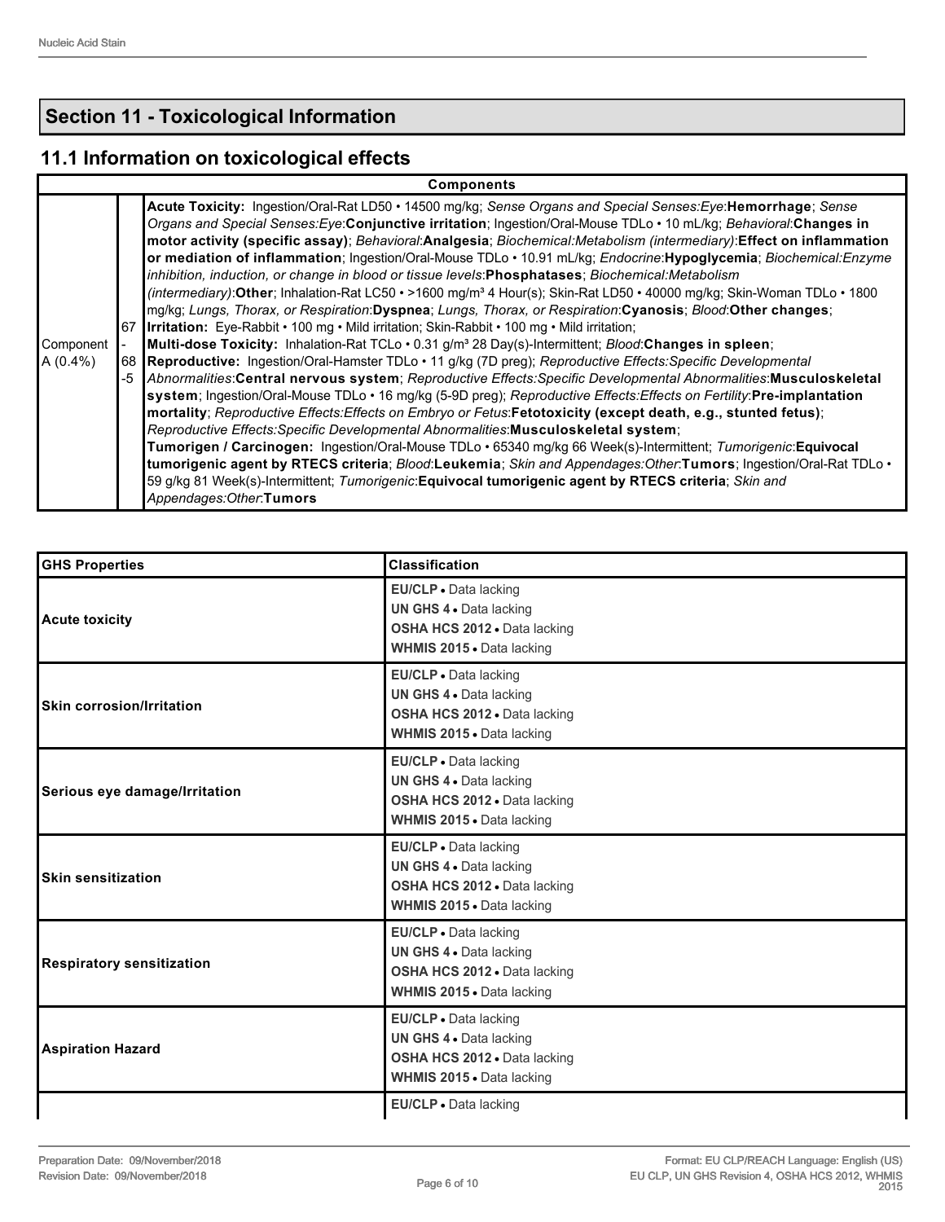## Section 11 - Toxicological Information

### 11.1 Information on toxicological effects

| Components | | |
|---|---|---|
| Component A (0.4%) | 67-68-5 | **Acute Toxicity:** Ingestion/Oral-Rat LD50 • 14500 mg/kg; *Sense Organs and Special Senses:Eye*:**Hemorrhage**; *Sense Organs and Special Senses:Eye*:**Conjunctive irritation**; Ingestion/Oral-Mouse TDLo • 10 mL/kg; *Behavioral*:**Changes in motor activity (specific assay)**; *Behavioral*:**Analgesia**; *Biochemical:Metabolism (intermediary)*:**Effect on inflammation or mediation of inflammation**; Ingestion/Oral-Mouse TDLo • 10.91 mL/kg; *Endocrine*:**Hypoglycemia**; *Biochemical:Enzyme inhibition, induction, or change in blood or tissue levels*:**Phosphatases**; *Biochemical:Metabolism (intermediary)*:**Other**; Inhalation-Rat LC50 • >1600 mg/m³ 4 Hour(s); Skin-Rat LD50 • 40000 mg/kg; Skin-Woman TDLo • 1800 mg/kg; *Lungs, Thorax, or Respiration*:**Dyspnea**; *Lungs, Thorax, or Respiration*:**Cyanosis**; *Blood*:**Other changes**;<br>**Irritation:** Eye-Rabbit • 100 mg • Mild irritation; Skin-Rabbit • 100 mg • Mild irritation;<br>**Multi-dose Toxicity:** Inhalation-Rat TCLo • 0.31 g/m³ 28 Day(s)-Intermittent; *Blood*:**Changes in spleen**;<br>**Reproductive:** Ingestion/Oral-Hamster TDLo • 11 g/kg (7D preg); *Reproductive Effects:Specific Developmental Abnormalities*:**Central nervous system**; *Reproductive Effects:Specific Developmental Abnormalities*:**Musculoskeletal system**; Ingestion/Oral-Mouse TDLo • 16 mg/kg (5-9D preg); *Reproductive Effects:Effects on Fertility*:**Pre-implantation mortality**; *Reproductive Effects:Effects on Embryo or Fetus*:**Fetotoxicity (except death, e.g., stunted fetus)**; *Reproductive Effects:Specific Developmental Abnormalities*:**Musculoskeletal system**;<br>**Tumorigen / Carcinogen:** Ingestion/Oral-Mouse TDLo • 65340 mg/kg 66 Week(s)-Intermittent; *Tumorigenic*:**Equivocal tumorigenic agent by RTECS criteria**; *Blood*:**Leukemia**; *Skin and Appendages:Other*:**Tumors**; Ingestion/Oral-Rat TDLo • 59 g/kg 81 Week(s)-Intermittent; *Tumorigenic*:**Equivocal tumorigenic agent by RTECS criteria**; *Skin and Appendages:Other*:**Tumors** |

| GHS Properties | Classification |
|---|---|
| **Acute toxicity** | **EU/CLP** • Data lacking<br>**UN GHS 4** • Data lacking<br>**OSHA HCS 2012** • Data lacking<br>**WHMIS 2015** • Data lacking |
| **Skin corrosion/Irritation** | **EU/CLP** • Data lacking<br>**UN GHS 4** • Data lacking<br>**OSHA HCS 2012** • Data lacking<br>**WHMIS 2015** • Data lacking |
| **Serious eye damage/Irritation** | **EU/CLP** • Data lacking<br>**UN GHS 4** • Data lacking<br>**OSHA HCS 2012** • Data lacking<br>**WHMIS 2015** • Data lacking |
| **Skin sensitization** | **EU/CLP** • Data lacking<br>**UN GHS 4** • Data lacking<br>**OSHA HCS 2012** • Data lacking<br>**WHMIS 2015** • Data lacking |
| **Respiratory sensitization** | **EU/CLP** • Data lacking<br>**UN GHS 4** • Data lacking<br>**OSHA HCS 2012** • Data lacking<br>**WHMIS 2015** • Data lacking |
| **Aspiration Hazard** | **EU/CLP** • Data lacking<br>**UN GHS 4** • Data lacking<br>**OSHA HCS 2012** • Data lacking<br>**WHMIS 2015** • Data lacking |
| | **EU/CLP** • Data lacking |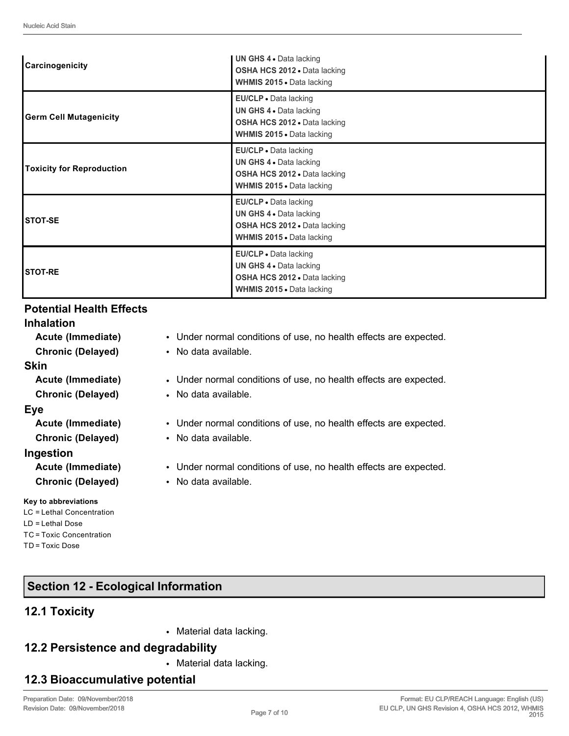| | |
|---|---|
| **Carcinogenicity** | **UN GHS 4** • Data lacking<br>**OSHA HCS 2012** • Data lacking<br>**WHMIS 2015** • Data lacking |
| **Germ Cell Mutagenicity** | **EU/CLP** • Data lacking<br>**UN GHS 4** • Data lacking<br>**OSHA HCS 2012** • Data lacking<br>**WHMIS 2015** • Data lacking |
| **Toxicity for Reproduction** | **EU/CLP** • Data lacking<br>**UN GHS 4** • Data lacking<br>**OSHA HCS 2012** • Data lacking<br>**WHMIS 2015** • Data lacking |
| **STOT-SE** | **EU/CLP** • Data lacking<br>**UN GHS 4** • Data lacking<br>**OSHA HCS 2012** • Data lacking<br>**WHMIS 2015** • Data lacking |
| **STOT-RE** | **EU/CLP** • Data lacking<br>**UN GHS 4** • Data lacking<br>**OSHA HCS 2012** • Data lacking<br>**WHMIS 2015** • Data lacking |

### Potential Health Effects

#### Inhalation

- **Acute (Immediate)** • Under normal conditions of use, no health effects are expected.
- **Chronic (Delayed)** • No data available.

#### Skin

- **Acute (Immediate)** • Under normal conditions of use, no health effects are expected.
- **Chronic (Delayed)** • No data available.

#### Eye

- **Acute (Immediate)** • Under normal conditions of use, no health effects are expected.
- **Chronic (Delayed)** • No data available.

#### Ingestion

- **Acute (Immediate)** • Under normal conditions of use, no health effects are expected.
- **Chronic (Delayed)** • No data available.

**Key to abbreviations**

LC = Lethal Concentration
LD = Lethal Dose
TC = Toxic Concentration
TD = Toxic Dose

## Section 12 - Ecological Information

### 12.1 Toxicity

- Material data lacking.

### 12.2 Persistence and degradability

- Material data lacking.

### 12.3 Bioaccumulative potential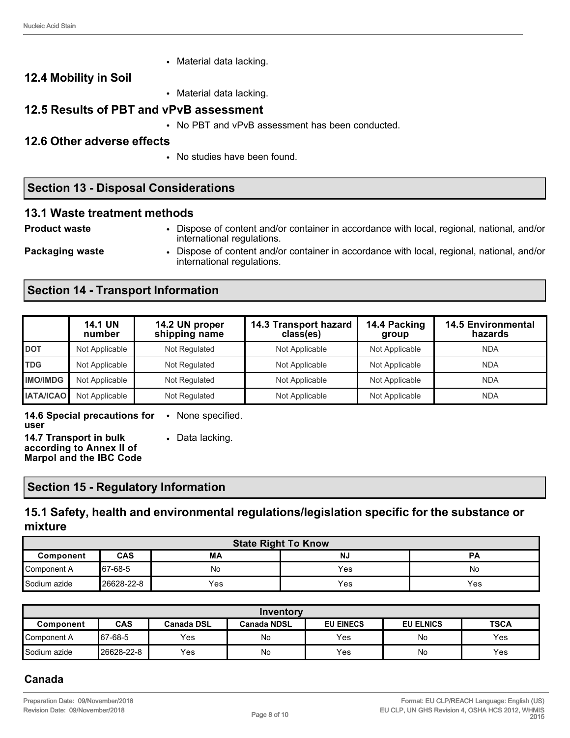- Material data lacking.

### 12.4 Mobility in Soil

- Material data lacking.

### 12.5 Results of PBT and vPvB assessment

- No PBT and vPvB assessment has been conducted.

### 12.6 Other adverse effects

- No studies have been found.

## Section 13 - Disposal Considerations

### 13.1 Waste treatment methods

**Product waste**
- Dispose of content and/or container in accordance with local, regional, national, and/or international regulations.

**Packaging waste**
- Dispose of content and/or container in accordance with local, regional, national, and/or international regulations.

## Section 14 - Transport Information

| | 14.1 UN number | 14.2 UN proper shipping name | 14.3 Transport hazard class(es) | 14.4 Packing group | 14.5 Environmental hazards |
|---|---|---|---|---|---|
| **DOT** | Not Applicable | Not Regulated | Not Applicable | Not Applicable | NDA |
| **TDG** | Not Applicable | Not Regulated | Not Applicable | Not Applicable | NDA |
| **IMO/IMDG** | Not Applicable | Not Regulated | Not Applicable | Not Applicable | NDA |
| **IATA/ICAO** | Not Applicable | Not Regulated | Not Applicable | Not Applicable | NDA |

**14.6 Special precautions for user**
- None specified.

**14.7 Transport in bulk according to Annex II of Marpol and the IBC Code**
- Data lacking.

## Section 15 - Regulatory Information

### 15.1 Safety, health and environmental regulations/legislation specific for the substance or mixture

| State Right To Know | | | | |
|---|---|---|---|---|
| **Component** | **CAS** | **MA** | **NJ** | **PA** |
| Component A | 67-68-5 | No | Yes | No |
| Sodium azide | 26628-22-8 | Yes | Yes | Yes |

| Inventory | | | | | | |
|---|---|---|---|---|---|---|
| **Component** | **CAS** | **Canada DSL** | **Canada NDSL** | **EU EINECS** | **EU ELNICS** | **TSCA** |
| Component A | 67-68-5 | Yes | No | Yes | No | Yes |
| Sodium azide | 26628-22-8 | Yes | No | Yes | No | Yes |

### Canada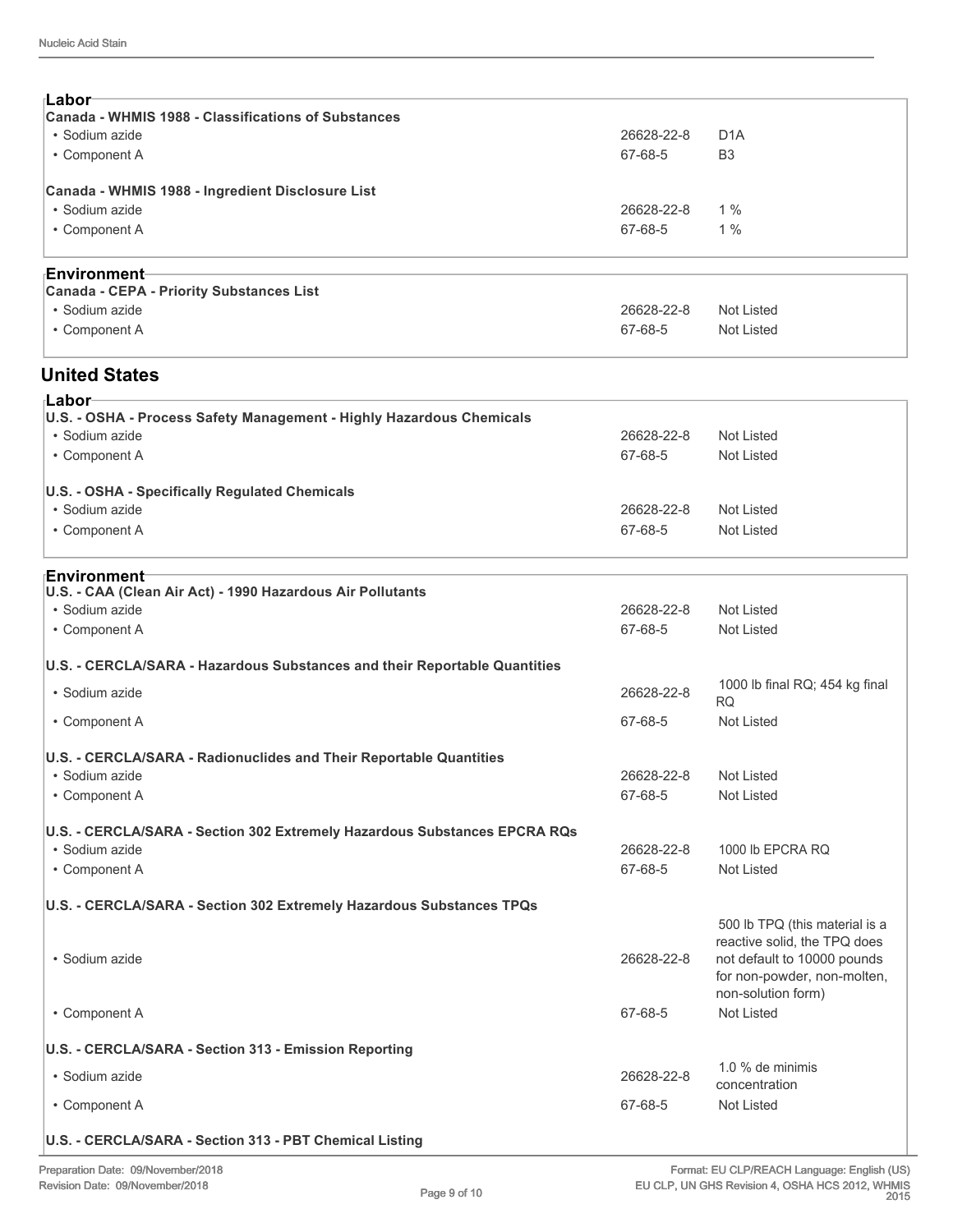### Labor

**Canada - WHMIS 1988 - Classifications of Substances**

| | | |
|---|---|---|
| • Sodium azide | 26628-22-8 | D1A |
| • Component A | 67-68-5 | B3 |

**Canada - WHMIS 1988 - Ingredient Disclosure List**

| | | |
|---|---|---|
| • Sodium azide | 26628-22-8 | 1 % |
| • Component A | 67-68-5 | 1 % |

### Environment

**Canada - CEPA - Priority Substances List**

| | | |
|---|---|---|
| • Sodium azide | 26628-22-8 | Not Listed |
| • Component A | 67-68-5 | Not Listed |

## United States

### Labor

**U.S. - OSHA - Process Safety Management - Highly Hazardous Chemicals**

| | | |
|---|---|---|
| • Sodium azide | 26628-22-8 | Not Listed |
| • Component A | 67-68-5 | Not Listed |

**U.S. - OSHA - Specifically Regulated Chemicals**

| | | |
|---|---|---|
| • Sodium azide | 26628-22-8 | Not Listed |
| • Component A | 67-68-5 | Not Listed |

### Environment

**U.S. - CAA (Clean Air Act) - 1990 Hazardous Air Pollutants**

| | | |
|---|---|---|
| • Sodium azide | 26628-22-8 | Not Listed |
| • Component A | 67-68-5 | Not Listed |

**U.S. - CERCLA/SARA - Hazardous Substances and their Reportable Quantities**

| | | |
|---|---|---|
| • Sodium azide | 26628-22-8 | 1000 lb final RQ; 454 kg final RQ |
| • Component A | 67-68-5 | Not Listed |

**U.S. - CERCLA/SARA - Radionuclides and Their Reportable Quantities**

| | | |
|---|---|---|
| • Sodium azide | 26628-22-8 | Not Listed |
| • Component A | 67-68-5 | Not Listed |

**U.S. - CERCLA/SARA - Section 302 Extremely Hazardous Substances EPCRA RQs**

| | | |
|---|---|---|
| • Sodium azide | 26628-22-8 | 1000 lb EPCRA RQ |
| • Component A | 67-68-5 | Not Listed |

**U.S. - CERCLA/SARA - Section 302 Extremely Hazardous Substances TPQs**

| | | |
|---|---|---|
| • Sodium azide | 26628-22-8 | 500 lb TPQ (this material is a reactive solid, the TPQ does not default to 10000 pounds for non-powder, non-molten, non-solution form) |
| • Component A | 67-68-5 | Not Listed |

**U.S. - CERCLA/SARA - Section 313 - Emission Reporting**

| | | |
|---|---|---|
| • Sodium azide | 26628-22-8 | 1.0 % de minimis concentration |
| • Component A | 67-68-5 | Not Listed |

**U.S. - CERCLA/SARA - Section 313 - PBT Chemical Listing**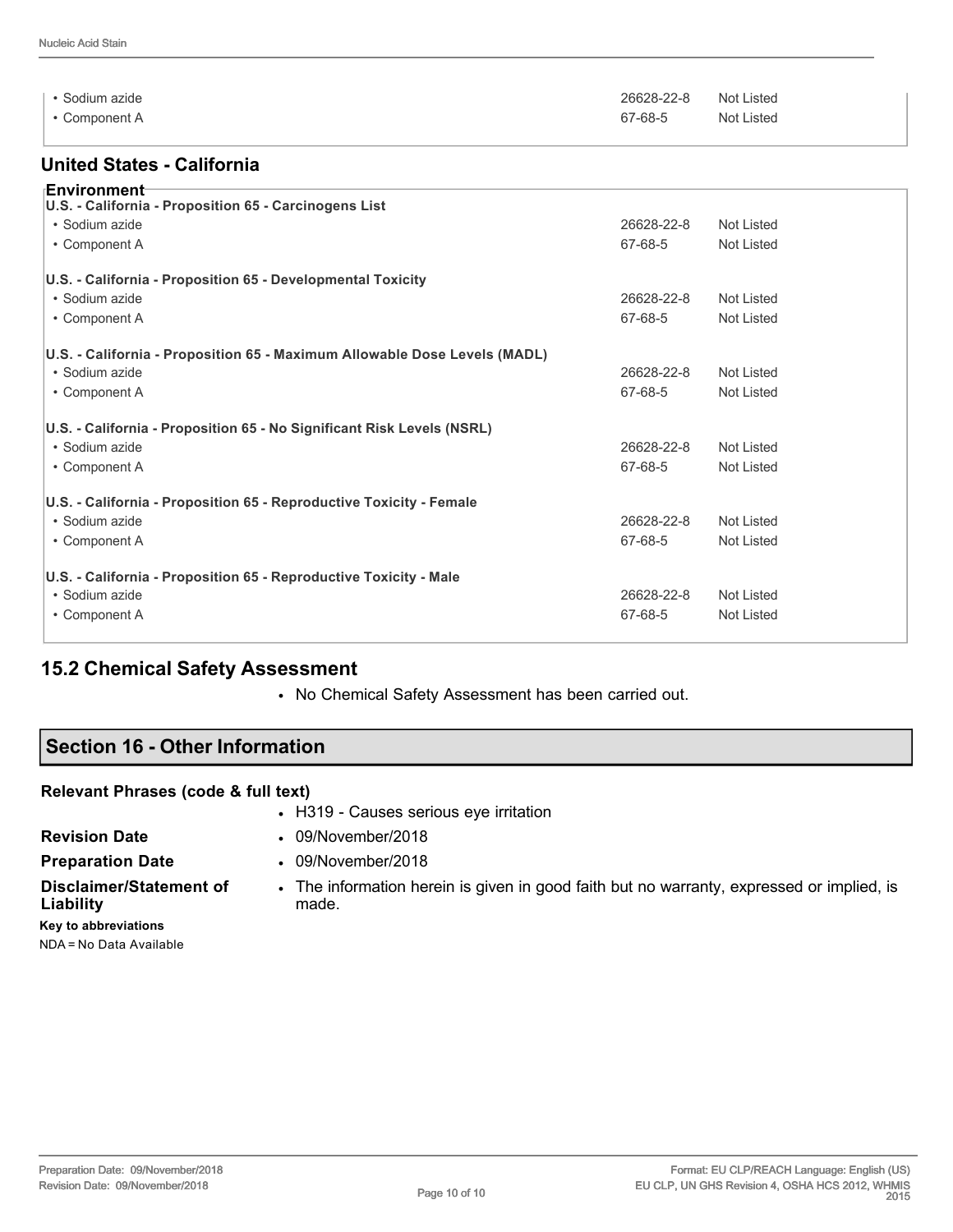| | | |
|---|---|---|
| • Sodium azide | 26628-22-8 | Not Listed |
| • Component A | 67-68-5 | Not Listed |

## United States - California

**Environment**

| | | |
|---|---|---|
| **U.S. - California - Proposition 65 - Carcinogens List** | | |
| • Sodium azide | 26628-22-8 | Not Listed |
| • Component A | 67-68-5 | Not Listed |
| **U.S. - California - Proposition 65 - Developmental Toxicity** | | |
| • Sodium azide | 26628-22-8 | Not Listed |
| • Component A | 67-68-5 | Not Listed |
| **U.S. - California - Proposition 65 - Maximum Allowable Dose Levels (MADL)** | | |
| • Sodium azide | 26628-22-8 | Not Listed |
| • Component A | 67-68-5 | Not Listed |
| **U.S. - California - Proposition 65 - No Significant Risk Levels (NSRL)** | | |
| • Sodium azide | 26628-22-8 | Not Listed |
| • Component A | 67-68-5 | Not Listed |
| **U.S. - California - Proposition 65 - Reproductive Toxicity - Female** | | |
| • Sodium azide | 26628-22-8 | Not Listed |
| • Component A | 67-68-5 | Not Listed |
| **U.S. - California - Proposition 65 - Reproductive Toxicity - Male** | | |
| • Sodium azide | 26628-22-8 | Not Listed |
| • Component A | 67-68-5 | Not Listed |

## 15.2 Chemical Safety Assessment

- No Chemical Safety Assessment has been carried out.

## Section 16 - Other Information

**Relevant Phrases (code & full text)**
- H319 - Causes serious eye irritation

**Revision Date**
- 09/November/2018

**Preparation Date**
- 09/November/2018

**Disclaimer/Statement of Liability**
- The information herein is given in good faith but no warranty, expressed or implied, is made.

**Key to abbreviations**

NDA = No Data Available